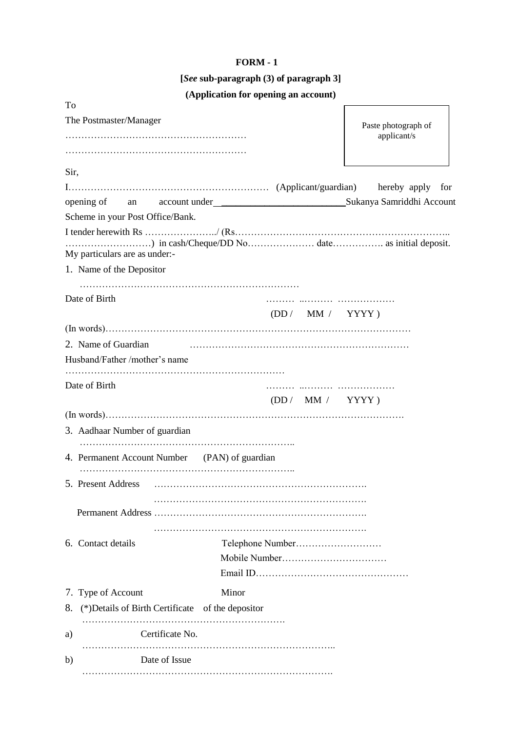**FORM - 1**

**[*See* sub-paragraph (3) of paragraph 3]**

**(Application for opening an account)**

To

The Postmaster/Manager

…………………………………………………

…………………………………………………

Paste photograph of applicant/s

Sir,

I……………………………………………………… (Applicant/guardian) hereby apply for opening of an account under \_\_\_\_\_\_\_\_\_\_\_\_\_\_\_\_\_\_\_\_\_\_\_\_\_\_Sukanya Samriddhi Account Scheme in your Post Office/Bank.

I tender herewith Rs …………………../ (Rs……………………………………………………….. ………………………) in cash/Cheque/DD No………………… date……………. as initial deposit. My particulars are as under:-

1. Name of the Depositor

   ……………………………………………………………

Date of Birth ……… ..……… ………………

(DD / MM / YYYY )

(In words)……………………………………………………………………………………

2. Name of Guardian ……………………………………………………………

Husband/Father /mother's name

……………………………………………………………

Date of Birth ……… ..……… ………………

(DD / MM / YYYY )

(In words)……………………………………………………………………………………

3. Aadhaar Number of guardian

   …………………………………………………………..

4. Permanent Account Number (PAN) of guardian

   …………………………………………………………..

5. Present Address ……………………………………………………….

   ……………………………………………………….

   Permanent Address ……………………………………………………….

   ……………………………………………………….

6. Contact details Telephone Number………………………

   Mobile Number……………………………

   Email ID…………………………………………

7. Type of Account Minor

8. (*)Details of Birth Certificate of the depositor

   ……………………………………………………….

a) Certificate No.

   ……………………………………………………………………..

b) Date of Issue

   …………………………………………………………………….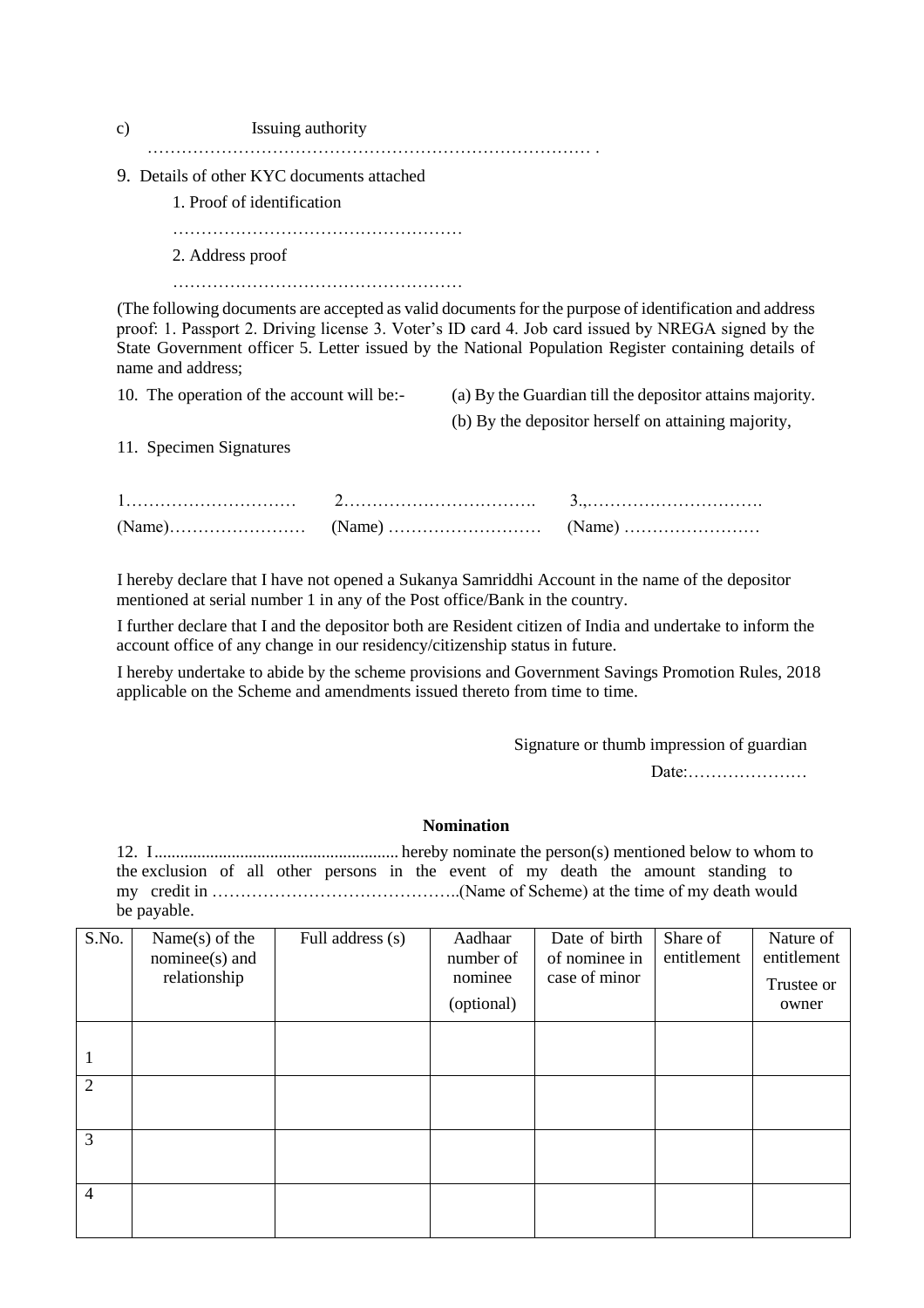c) Issuing authority

……………………………………………………………………… .

9. Details of other KYC documents attached

1. Proof of identification

……………………………………………

2. Address proof

……………………………………………

(The following documents are accepted as valid documents for the purpose of identification and address proof: 1. Passport 2. Driving license 3. Voter's ID card 4. Job card issued by NREGA signed by the State Government officer 5. Letter issued by the National Population Register containing details of name and address;

10. The operation of the account will be:- (a) By the Guardian till the depositor attains majority.

(b) By the depositor herself on attaining majority,

11. Specimen Signatures

1………………………… 2……………………………. 3.,………………………….

(Name)…………………… (Name) ……………………… (Name) ……………………

I hereby declare that I have not opened a Sukanya Samriddhi Account in the name of the depositor mentioned at serial number 1 in any of the Post office/Bank in the country.

I further declare that I and the depositor both are Resident citizen of India and undertake to inform the account office of any change in our residency/citizenship status in future.

I hereby undertake to abide by the scheme provisions and Government Savings Promotion Rules, 2018 applicable on the Scheme and amendments issued thereto from time to time.

Signature or thumb impression of guardian

Date:…………………

**Nomination**

12. I ......................................................... hereby nominate the person(s) mentioned below to whom to the exclusion of all other persons in the event of my death the amount standing to my credit in ……………………………………..(Name of Scheme) at the time of my death would be payable.

| S.No. | Name(s) of the nominee(s) and relationship | Full address (s) | Aadhaar number of nominee (optional) | Date of birth of nominee in case of minor | Share of entitlement | Nature of entitlement Trustee or owner |
|---|---|---|---|---|---|---|
| 1 | | | | | | |
| 2 | | | | | | |
| 3 | | | | | | |
| 4 | | | | | | |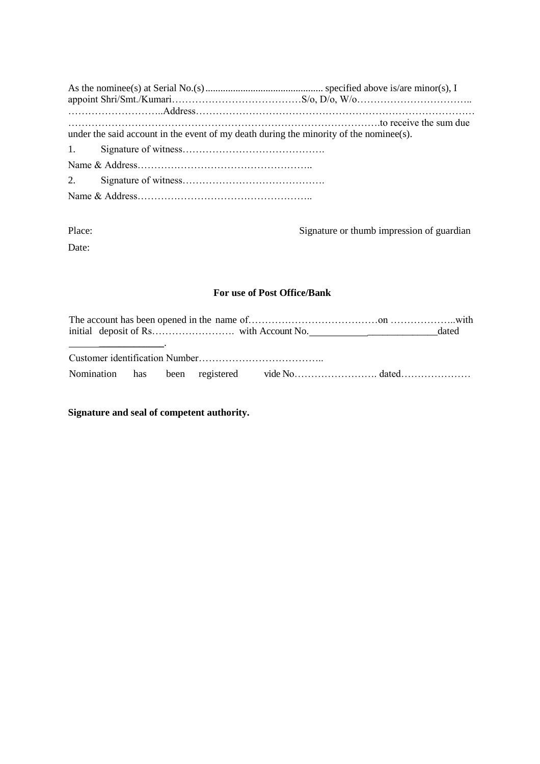As the nominee(s) at Serial No.(s)............................................ specified above is/are minor(s), I appoint Shri/Smt./Kumari…………………………………S/o, D/o, W/o…………………………….. ………………………..Address………………………………………………………………………… ……………………………………………………………………………….to receive the sum due under the said account in the event of my death during the minority of the nominee(s).

1. Signature of witness…………………………………….

Name & Address…………………………………………..

2. Signature of witness…………………………………….

Name & Address…………………………………………..

Place: Signature or thumb impression of guardian

Date:

**For use of Post Office/Bank**

The account has been opened in the name of…………………………………on ………………..with initial deposit of Rs……………………. with Account No.\_\_\_\_\_\_\_\_\_\_\_\_\_\_\_\_\_\_\_\_\_\_\_\_\_\_dated \_\_\_\_\_\_\_\_\_\_\_\_\_\_\_\_\_\_\_.

Customer identification Number………………………………..

Nomination has been registered vide No……………………. dated…………………

**Signature and seal of competent authority.**